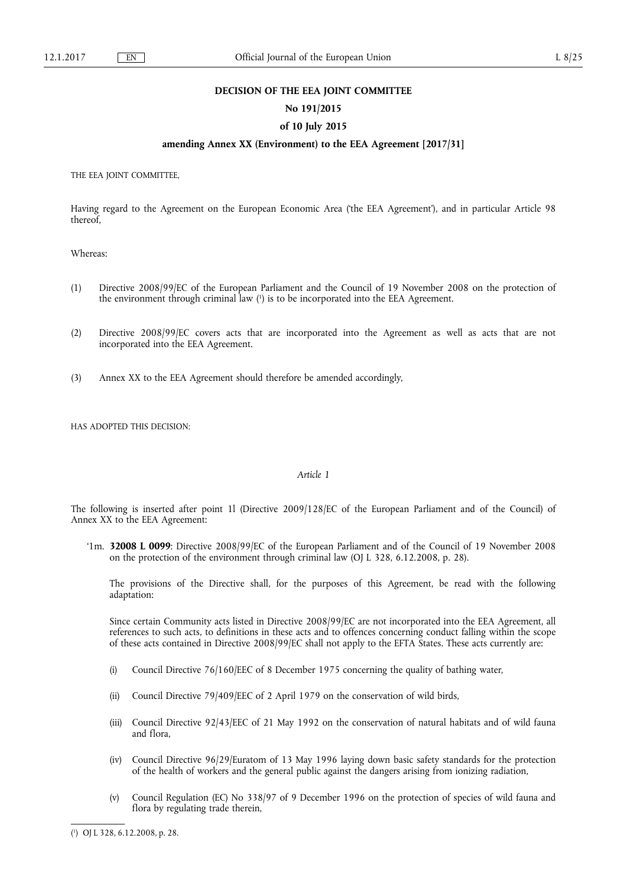# DECISION OF THE EEA JOINT COMMITTEE

## No 191/2015

## of 10 July 2015

## amending Annex XX (Environment) to the EEA Agreement [2017/31]

THE EEA JOINT COMMITTEE,

Having regard to the Agreement on the European Economic Area ('the EEA Agreement'), and in particular Article 98 thereof,

Whereas:

(1) Directive 2008/99/EC of the European Parliament and the Council of 19 November 2008 on the protection of the environment through criminal law [1] is to be incorporated into the EEA Agreement.

(2) Directive 2008/99/EC covers acts that are incorporated into the Agreement as well as acts that are not incorporated into the EEA Agreement.

(3) Annex XX to the EEA Agreement should therefore be amended accordingly,

HAS ADOPTED THIS DECISION:

*Article 1*

The following is inserted after point 1l (Directive 2009/128/EC of the European Parliament and of the Council) of Annex XX to the EEA Agreement:

'1m. **32008 L 0099**: Directive 2008/99/EC of the European Parliament and of the Council of 19 November 2008 on the protection of the environment through criminal law (OJ L 328, 6.12.2008, p. 28).

The provisions of the Directive shall, for the purposes of this Agreement, be read with the following adaptation:

Since certain Community acts listed in Directive 2008/99/EC are not incorporated into the EEA Agreement, all references to such acts, to definitions in these acts and to offences concerning conduct falling within the scope of these acts contained in Directive 2008/99/EC shall not apply to the EFTA States. These acts currently are:

(i) Council Directive 76/160/EEC of 8 December 1975 concerning the quality of bathing water,

(ii) Council Directive 79/409/EEC of 2 April 1979 on the conservation of wild birds,

(iii) Council Directive 92/43/EEC of 21 May 1992 on the conservation of natural habitats and of wild fauna and flora,

(iv) Council Directive 96/29/Euratom of 13 May 1996 laying down basic safety standards for the protection of the health of workers and the general public against the dangers arising from ionizing radiation,

(v) Council Regulation (EC) No 338/97 of 9 December 1996 on the protection of species of wild fauna and flora by regulating trade therein,

[1] OJ L 328, 6.12.2008, p. 28.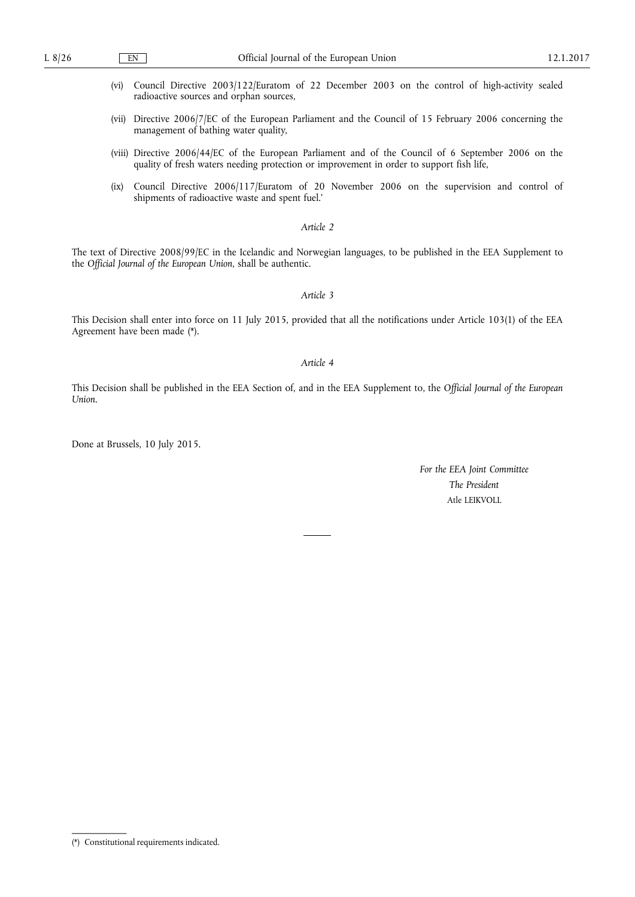(vi) Council Directive 2003/122/Euratom of 22 December 2003 on the control of high-activity sealed radioactive sources and orphan sources,

(vii) Directive 2006/7/EC of the European Parliament and the Council of 15 February 2006 concerning the management of bathing water quality,

(viii) Directive 2006/44/EC of the European Parliament and of the Council of 6 September 2006 on the quality of fresh waters needing protection or improvement in order to support fish life,

(ix) Council Directive 2006/117/Euratom of 20 November 2006 on the supervision and control of shipments of radioactive waste and spent fuel.'

*Article 2*

The text of Directive 2008/99/EC in the Icelandic and Norwegian languages, to be published in the EEA Supplement to the *Official Journal of the European Union*, shall be authentic.

*Article 3*

This Decision shall enter into force on 11 July 2015, provided that all the notifications under Article 103(1) of the EEA Agreement have been made (*).

*Article 4*

This Decision shall be published in the EEA Section of, and in the EEA Supplement to, the *Official Journal of the European Union*.

Done at Brussels, 10 July 2015.

*For the EEA Joint Committee*

*The President*

Atle LEIKVOLL

(*) Constitutional requirements indicated.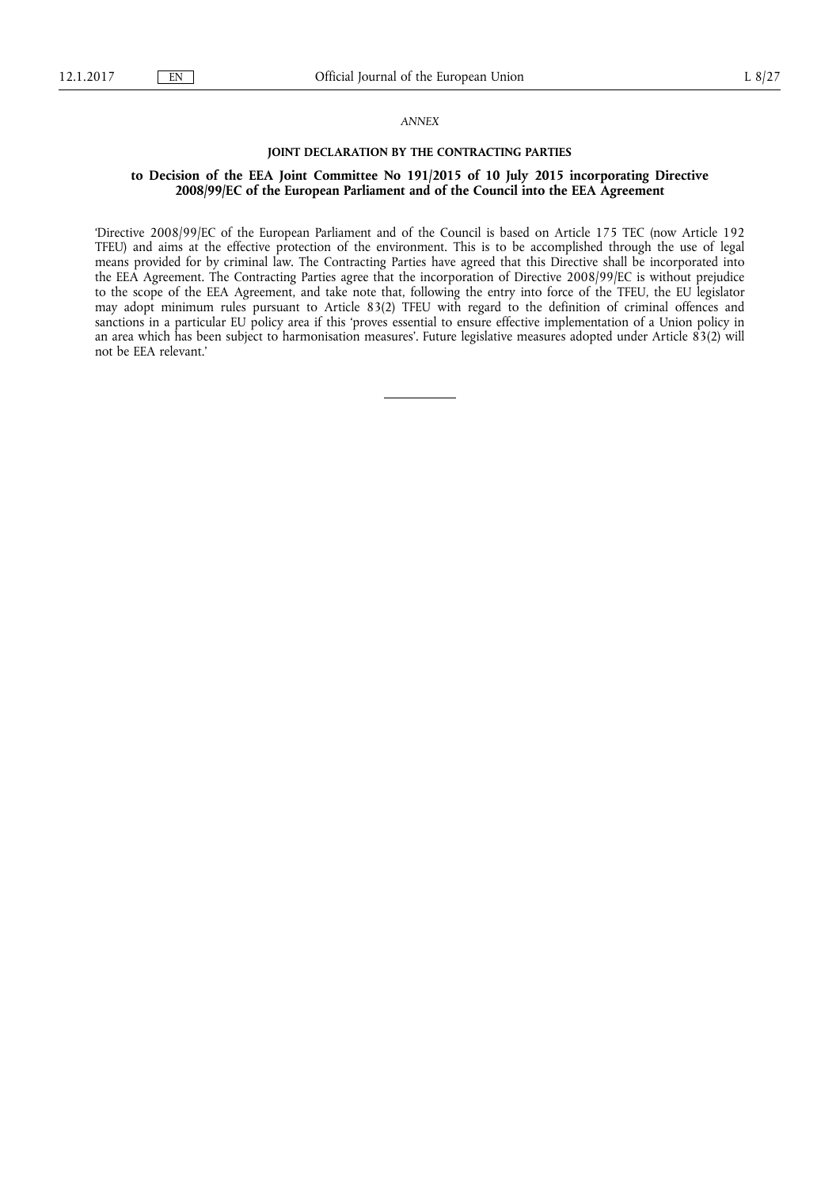*ANNEX*

**JOINT DECLARATION BY THE CONTRACTING PARTIES**

**to Decision of the EEA Joint Committee No 191/2015 of 10 July 2015 incorporating Directive 2008/99/EC of the European Parliament and of the Council into the EEA Agreement**

'Directive 2008/99/EC of the European Parliament and of the Council is based on Article 175 TEC (now Article 192 TFEU) and aims at the effective protection of the environment. This is to be accomplished through the use of legal means provided for by criminal law. The Contracting Parties have agreed that this Directive shall be incorporated into the EEA Agreement. The Contracting Parties agree that the incorporation of Directive 2008/99/EC is without prejudice to the scope of the EEA Agreement, and take note that, following the entry into force of the TFEU, the EU legislator may adopt minimum rules pursuant to Article 83(2) TFEU with regard to the definition of criminal offences and sanctions in a particular EU policy area if this 'proves essential to ensure effective implementation of a Union policy in an area which has been subject to harmonisation measures'. Future legislative measures adopted under Article 83(2) will not be EEA relevant.'